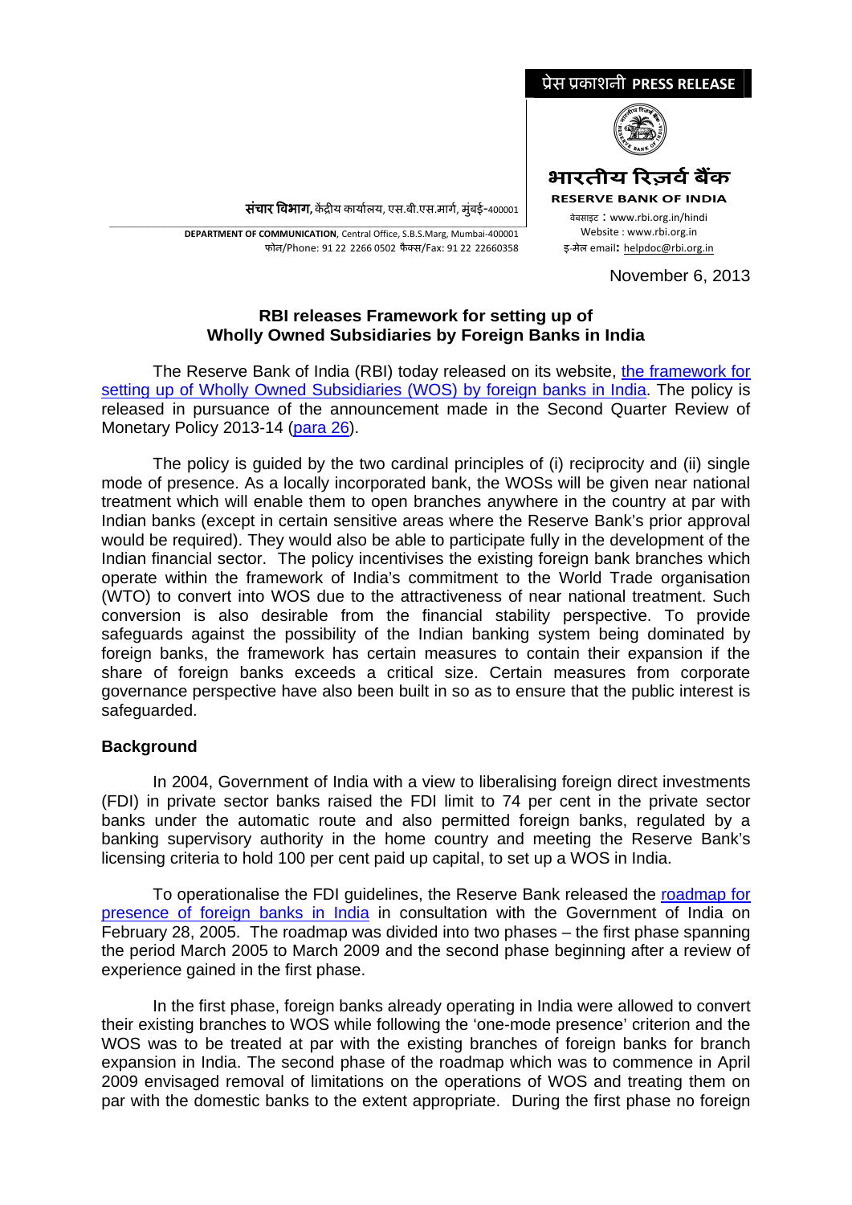प्रेस प्रकाशनी **PRESS RELEASE**

**भारतीय रिज़र्व बैंक**

**RESERVE BANK OF INDIA**

वेबसाइट : www.rbi.org.in/hindi
Website : www.rbi.org.in
इ-मेल email: helpdoc@rbi.org.in

**संचार विभाग,** केंद्रीय कार्यालय, एस.बी.एस.मार्ग, मुंबई-400001

**DEPARTMENT OF COMMUNICATION**, Central Office, S.B.S.Marg, Mumbai-400001
फोन/Phone: 91 22 2266 0502 फैक्स/Fax: 91 22 22660358

November 6, 2013

**RBI releases Framework for setting up of Wholly Owned Subsidiaries by Foreign Banks in India**

The Reserve Bank of India (RBI) today released on its website, the framework for setting up of Wholly Owned Subsidiaries (WOS) by foreign banks in India. The policy is released in pursuance of the announcement made in the Second Quarter Review of Monetary Policy 2013-14 (para 26).

The policy is guided by the two cardinal principles of (i) reciprocity and (ii) single mode of presence. As a locally incorporated bank, the WOSs will be given near national treatment which will enable them to open branches anywhere in the country at par with Indian banks (except in certain sensitive areas where the Reserve Bank's prior approval would be required). They would also be able to participate fully in the development of the Indian financial sector. The policy incentivises the existing foreign bank branches which operate within the framework of India's commitment to the World Trade organisation (WTO) to convert into WOS due to the attractiveness of near national treatment. Such conversion is also desirable from the financial stability perspective. To provide safeguards against the possibility of the Indian banking system being dominated by foreign banks, the framework has certain measures to contain their expansion if the share of foreign banks exceeds a critical size. Certain measures from corporate governance perspective have also been built in so as to ensure that the public interest is safeguarded.

**Background**

In 2004, Government of India with a view to liberalising foreign direct investments (FDI) in private sector banks raised the FDI limit to 74 per cent in the private sector banks under the automatic route and also permitted foreign banks, regulated by a banking supervisory authority in the home country and meeting the Reserve Bank's licensing criteria to hold 100 per cent paid up capital, to set up a WOS in India.

To operationalise the FDI guidelines, the Reserve Bank released the roadmap for presence of foreign banks in India in consultation with the Government of India on February 28, 2005. The roadmap was divided into two phases – the first phase spanning the period March 2005 to March 2009 and the second phase beginning after a review of experience gained in the first phase.

In the first phase, foreign banks already operating in India were allowed to convert their existing branches to WOS while following the 'one-mode presence' criterion and the WOS was to be treated at par with the existing branches of foreign banks for branch expansion in India. The second phase of the roadmap which was to commence in April 2009 envisaged removal of limitations on the operations of WOS and treating them on par with the domestic banks to the extent appropriate. During the first phase no foreign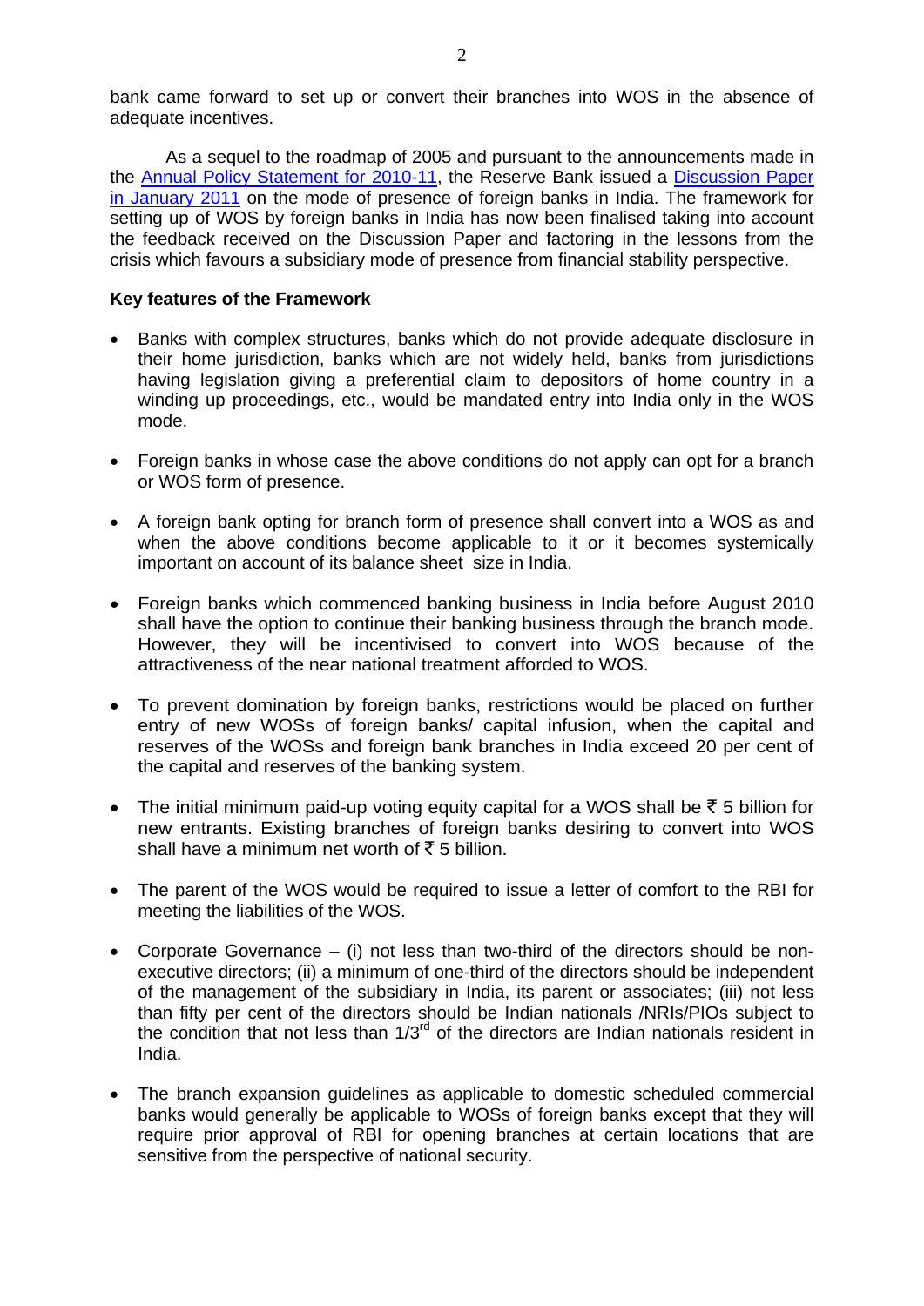bank came forward to set up or convert their branches into WOS in the absence of adequate incentives.

As a sequel to the roadmap of 2005 and pursuant to the announcements made in the Annual Policy Statement for 2010-11, the Reserve Bank issued a Discussion Paper in January 2011 on the mode of presence of foreign banks in India. The framework for setting up of WOS by foreign banks in India has now been finalised taking into account the feedback received on the Discussion Paper and factoring in the lessons from the crisis which favours a subsidiary mode of presence from financial stability perspective.

**Key features of the Framework**

- Banks with complex structures, banks which do not provide adequate disclosure in their home jurisdiction, banks which are not widely held, banks from jurisdictions having legislation giving a preferential claim to depositors of home country in a winding up proceedings, etc., would be mandated entry into India only in the WOS mode.

- Foreign banks in whose case the above conditions do not apply can opt for a branch or WOS form of presence.

- A foreign bank opting for branch form of presence shall convert into a WOS as and when the above conditions become applicable to it or it becomes systemically important on account of its balance sheet size in India.

- Foreign banks which commenced banking business in India before August 2010 shall have the option to continue their banking business through the branch mode. However, they will be incentivised to convert into WOS because of the attractiveness of the near national treatment afforded to WOS.

- To prevent domination by foreign banks, restrictions would be placed on further entry of new WOSs of foreign banks/ capital infusion, when the capital and reserves of the WOSs and foreign bank branches in India exceed 20 per cent of the capital and reserves of the banking system.

- The initial minimum paid-up voting equity capital for a WOS shall be ₹ 5 billion for new entrants. Existing branches of foreign banks desiring to convert into WOS shall have a minimum net worth of ₹ 5 billion.

- The parent of the WOS would be required to issue a letter of comfort to the RBI for meeting the liabilities of the WOS.

- Corporate Governance – (i) not less than two-third of the directors should be non-executive directors; (ii) a minimum of one-third of the directors should be independent of the management of the subsidiary in India, its parent or associates; (iii) not less than fifty per cent of the directors should be Indian nationals /NRIs/PIOs subject to the condition that not less than 1/3rd of the directors are Indian nationals resident in India.

- The branch expansion guidelines as applicable to domestic scheduled commercial banks would generally be applicable to WOSs of foreign banks except that they will require prior approval of RBI for opening branches at certain locations that are sensitive from the perspective of national security.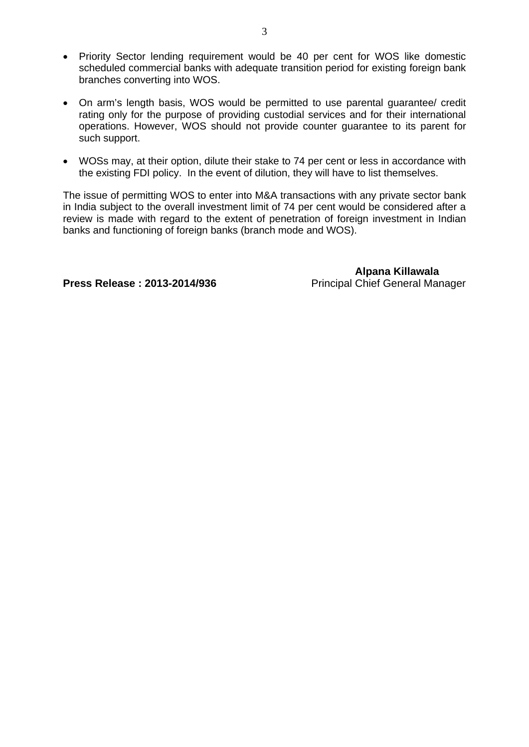- Priority Sector lending requirement would be 40 per cent for WOS like domestic scheduled commercial banks with adequate transition period for existing foreign bank branches converting into WOS.
- On arm's length basis, WOS would be permitted to use parental guarantee/ credit rating only for the purpose of providing custodial services and for their international operations. However, WOS should not provide counter guarantee to its parent for such support.
- WOSs may, at their option, dilute their stake to 74 per cent or less in accordance with the existing FDI policy. In the event of dilution, they will have to list themselves.

The issue of permitting WOS to enter into M&A transactions with any private sector bank in India subject to the overall investment limit of 74 per cent would be considered after a review is made with regard to the extent of penetration of foreign investment in Indian banks and functioning of foreign banks (branch mode and WOS).

**Alpana Killawala**
Principal Chief General Manager

**Press Release : 2013-2014/936**